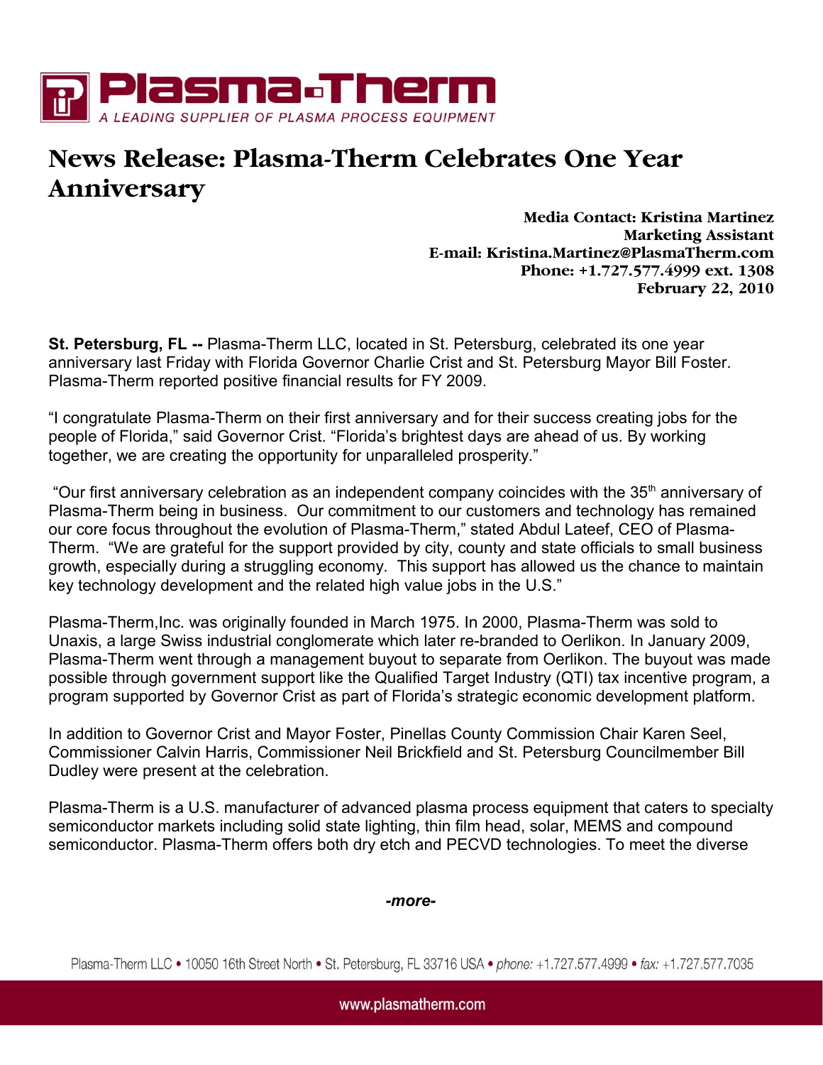**Plasma-Therm**

*A LEADING SUPPLIER OF PLASMA PROCESS EQUIPMENT*

# News Release: Plasma-Therm Celebrates One Year Anniversary

**Media Contact: Kristina Martinez**
**Marketing Assistant**
**E-mail: Kristina.Martinez@PlasmaTherm.com**
**Phone: +1.727.577.4999 ext. 1308**
**February 22, 2010**

**St. Petersburg, FL --** Plasma-Therm LLC, located in St. Petersburg, celebrated its one year anniversary last Friday with Florida Governor Charlie Crist and St. Petersburg Mayor Bill Foster. Plasma-Therm reported positive financial results for FY 2009.

"I congratulate Plasma-Therm on their first anniversary and for their success creating jobs for the people of Florida," said Governor Crist. "Florida's brightest days are ahead of us. By working together, we are creating the opportunity for unparalleled prosperity."

"Our first anniversary celebration as an independent company coincides with the 35th anniversary of Plasma-Therm being in business. Our commitment to our customers and technology has remained our core focus throughout the evolution of Plasma-Therm," stated Abdul Lateef, CEO of Plasma-Therm. "We are grateful for the support provided by city, county and state officials to small business growth, especially during a struggling economy. This support has allowed us the chance to maintain key technology development and the related high value jobs in the U.S."

Plasma-Therm,Inc. was originally founded in March 1975. In 2000, Plasma-Therm was sold to Unaxis, a large Swiss industrial conglomerate which later re-branded to Oerlikon. In January 2009, Plasma-Therm went through a management buyout to separate from Oerlikon. The buyout was made possible through government support like the Qualified Target Industry (QTI) tax incentive program, a program supported by Governor Crist as part of Florida's strategic economic development platform.

In addition to Governor Crist and Mayor Foster, Pinellas County Commission Chair Karen Seel, Commissioner Calvin Harris, Commissioner Neil Brickfield and St. Petersburg Councilmember Bill Dudley were present at the celebration.

Plasma-Therm is a U.S. manufacturer of advanced plasma process equipment that caters to specialty semiconductor markets including solid state lighting, thin film head, solar, MEMS and compound semiconductor. Plasma-Therm offers both dry etch and PECVD technologies. To meet the diverse

*-more-*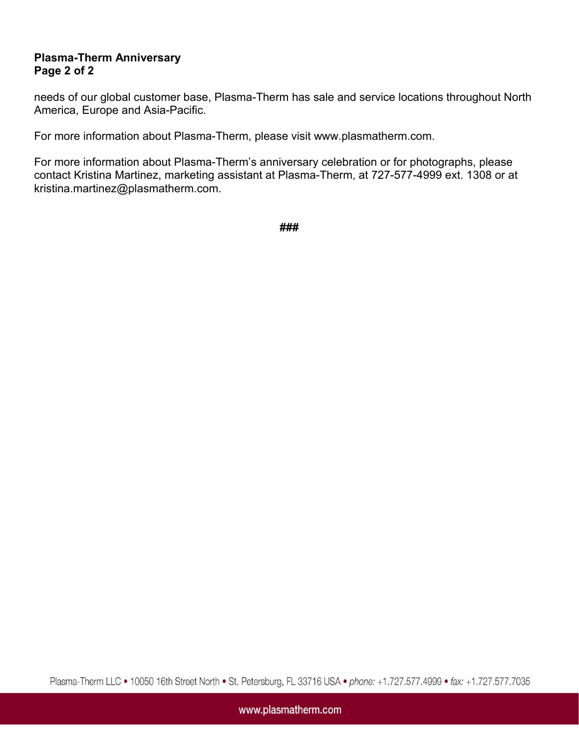needs of our global customer base, Plasma-Therm has sale and service locations throughout North America, Europe and Asia-Pacific.

For more information about Plasma-Therm, please visit www.plasmatherm.com.

For more information about Plasma-Therm's anniversary celebration or for photographs, please contact Kristina Martinez, marketing assistant at Plasma-Therm, at 727-577-4999 ext. 1308 or at kristina.martinez@plasmatherm.com.

**###**